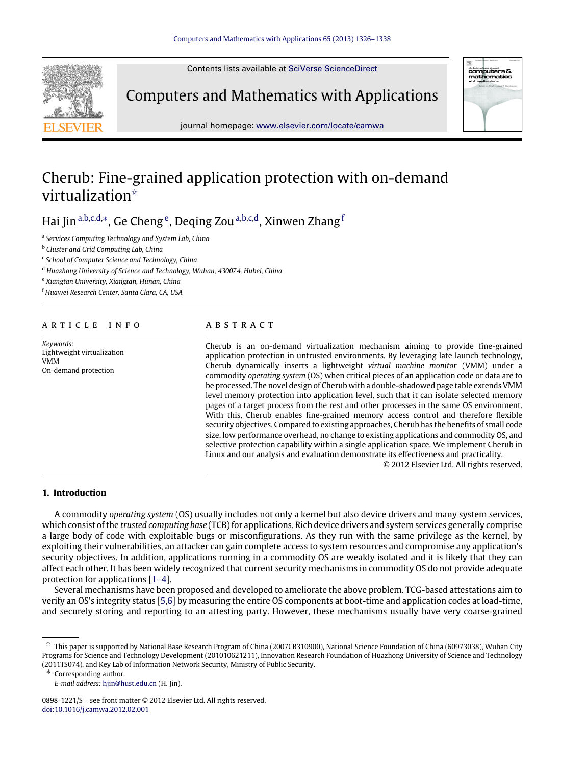# Cherub: Fine-grained application protection with on-demand virtualization[☆]

Hai Jin[a,b,c,d,*], Ge Cheng[e], Deqing Zou[a,b,c,d], Xinwen Zhang[f]

[a] *Services Computing Technology and System Lab, China*
[b] *Cluster and Grid Computing Lab, China*
[c] *School of Computer Science and Technology, China*
[d] *Huazhong University of Science and Technology, Wuhan, 430074, Hubei, China*
[e] *Xiangtan University, Xiangtan, Hunan, China*
[f] *Huawei Research Center, Santa Clara, CA, USA*

## ARTICLE INFO

*Keywords:*
Lightweight virtualization
VMM
On-demand protection

## ABSTRACT

Cherub is an on-demand virtualization mechanism aiming to provide fine-grained application protection in untrusted environments. By leveraging late launch technology, Cherub dynamically inserts a lightweight *virtual machine monitor* (VMM) under a commodity *operating system* (OS) when critical pieces of an application code or data are to be processed. The novel design of Cherub with a double-shadowed page table extends VMM level memory protection into application level, such that it can isolate selected memory pages of a target process from the rest and other processes in the same OS environment. With this, Cherub enables fine-grained memory access control and therefore flexible security objectives. Compared to existing approaches, Cherub has the benefits of small code size, low performance overhead, no change to existing applications and commodity OS, and selective protection capability within a single application space. We implement Cherub in Linux and our analysis and evaluation demonstrate its effectiveness and practicality.

© 2012 Elsevier Ltd. All rights reserved.

## 1. Introduction

A commodity *operating system* (OS) usually includes not only a kernel but also device drivers and many system services, which consist of the *trusted computing base* (TCB) for applications. Rich device drivers and system services generally comprise a large body of code with exploitable bugs or misconfigurations. As they run with the same privilege as the kernel, by exploiting their vulnerabilities, an attacker can gain complete access to system resources and compromise any application's security objectives. In addition, applications running in a commodity OS are weakly isolated and it is likely that they can affect each other. It has been widely recognized that current security mechanisms in commodity OS do not provide adequate protection for applications [1–4].

Several mechanisms have been proposed and developed to ameliorate the above problem. TCG-based attestations aim to verify an OS's integrity status [5,6] by measuring the entire OS components at boot-time and application codes at load-time, and securely storing and reporting to an attesting party. However, these mechanisms usually have very coarse-grained

---

☆ This paper is supported by National Base Research Program of China (2007CB310900), National Science Foundation of China (60973038), Wuhan City Programs for Science and Technology Development (201010621211), Innovation Research Foundation of Huazhong University of Science and Technology (2011TS074), and Key Lab of Information Network Security, Ministry of Public Security.

\* Corresponding author.
*E-mail address:* hjin@hust.edu.cn (H. Jin).

0898-1221/$ – see front matter © 2012 Elsevier Ltd. All rights reserved.
doi:10.1016/j.camwa.2012.02.001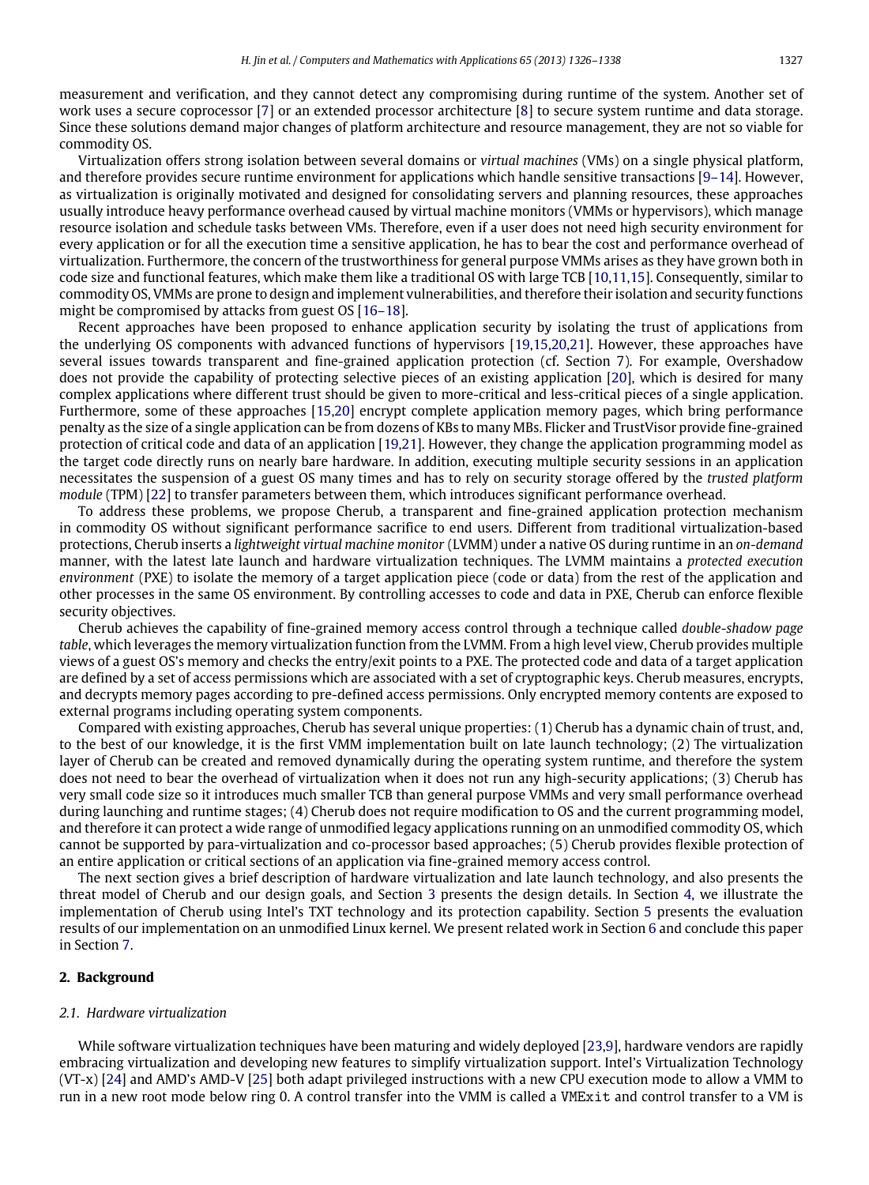measurement and verification, and they cannot detect any compromising during runtime of the system. Another set of work uses a secure coprocessor [7] or an extended processor architecture [8] to secure system runtime and data storage. Since these solutions demand major changes of platform architecture and resource management, they are not so viable for commodity OS.

Virtualization offers strong isolation between several domains or *virtual machines* (VMs) on a single physical platform, and therefore provides secure runtime environment for applications which handle sensitive transactions [9–14]. However, as virtualization is originally motivated and designed for consolidating servers and planning resources, these approaches usually introduce heavy performance overhead caused by virtual machine monitors (VMMs or hypervisors), which manage resource isolation and schedule tasks between VMs. Therefore, even if a user does not need high security environment for every application or for all the execution time a sensitive application, he has to bear the cost and performance overhead of virtualization. Furthermore, the concern of the trustworthiness for general purpose VMMs arises as they have grown both in code size and functional features, which make them like a traditional OS with large TCB [10,11,15]. Consequently, similar to commodity OS, VMMs are prone to design and implement vulnerabilities, and therefore their isolation and security functions might be compromised by attacks from guest OS [16–18].

Recent approaches have been proposed to enhance application security by isolating the trust of applications from the underlying OS components with advanced functions of hypervisors [19,15,20,21]. However, these approaches have several issues towards transparent and fine-grained application protection (cf. Section 7). For example, Overshadow does not provide the capability of protecting selective pieces of an existing application [20], which is desired for many complex applications where different trust should be given to more-critical and less-critical pieces of a single application. Furthermore, some of these approaches [15,20] encrypt complete application memory pages, which bring performance penalty as the size of a single application can be from dozens of KBs to many MBs. Flicker and TrustVisor provide fine-grained protection of critical code and data of an application [19,21]. However, they change the application programming model as the target code directly runs on nearly bare hardware. In addition, executing multiple security sessions in an application necessitates the suspension of a guest OS many times and has to rely on security storage offered by the *trusted platform module* (TPM) [22] to transfer parameters between them, which introduces significant performance overhead.

To address these problems, we propose Cherub, a transparent and fine-grained application protection mechanism in commodity OS without significant performance sacrifice to end users. Different from traditional virtualization-based protections, Cherub inserts a *lightweight virtual machine monitor* (LVMM) under a native OS during runtime in an *on-demand* manner, with the latest late launch and hardware virtualization techniques. The LVMM maintains a *protected execution environment* (PXE) to isolate the memory of a target application piece (code or data) from the rest of the application and other processes in the same OS environment. By controlling accesses to code and data in PXE, Cherub can enforce flexible security objectives.

Cherub achieves the capability of fine-grained memory access control through a technique called *double-shadow page table*, which leverages the memory virtualization function from the LVMM. From a high level view, Cherub provides multiple views of a guest OS's memory and checks the entry/exit points to a PXE. The protected code and data of a target application are defined by a set of access permissions which are associated with a set of cryptographic keys. Cherub measures, encrypts, and decrypts memory pages according to pre-defined access permissions. Only encrypted memory contents are exposed to external programs including operating system components.

Compared with existing approaches, Cherub has several unique properties: (1) Cherub has a dynamic chain of trust, and, to the best of our knowledge, it is the first VMM implementation built on late launch technology; (2) The virtualization layer of Cherub can be created and removed dynamically during the operating system runtime, and therefore the system does not need to bear the overhead of virtualization when it does not run any high-security applications; (3) Cherub has very small code size so it introduces much smaller TCB than general purpose VMMs and very small performance overhead during launching and runtime stages; (4) Cherub does not require modification to OS and the current programming model, and therefore it can protect a wide range of unmodified legacy applications running on an unmodified commodity OS, which cannot be supported by para-virtualization and co-processor based approaches; (5) Cherub provides flexible protection of an entire application or critical sections of an application via fine-grained memory access control.

The next section gives a brief description of hardware virtualization and late launch technology, and also presents the threat model of Cherub and our design goals, and Section 3 presents the design details. In Section 4, we illustrate the implementation of Cherub using Intel's TXT technology and its protection capability. Section 5 presents the evaluation results of our implementation on an unmodified Linux kernel. We present related work in Section 6 and conclude this paper in Section 7.

## 2. Background

### 2.1. Hardware virtualization

While software virtualization techniques have been maturing and widely deployed [23,9], hardware vendors are rapidly embracing virtualization and developing new features to simplify virtualization support. Intel's Virtualization Technology (VT-x) [24] and AMD's AMD-V [25] both adapt privileged instructions with a new CPU execution mode to allow a VMM to run in a new root mode below ring 0. A control transfer into the VMM is called a `VMExit` and control transfer to a VM is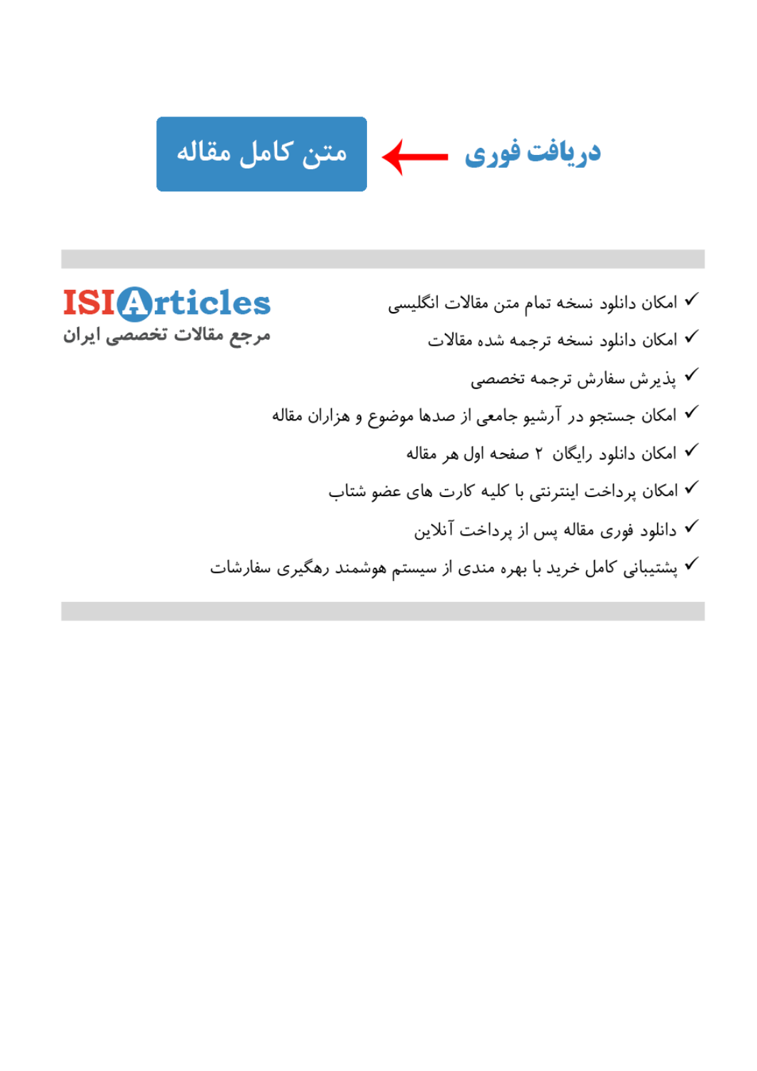دریافت فوری ← متن کامل مقاله

**ISIArticles**
مرجع مقالات تخصصی ایران

- ✓ امکان دانلود نسخه تمام متن مقالات انگلیسی
- ✓ امکان دانلود نسخه ترجمه شده مقالات
- ✓ پذیرش سفارش ترجمه تخصصی
- ✓ امکان جستجو در آرشیو جامعی از صدها موضوع و هزاران مقاله
- ✓ امکان دانلود رایگان ۲ صفحه اول هر مقاله
- ✓ امکان پرداخت اینترنتی با کلیه کارت های عضو شتاب
- ✓ دانلود فوری مقاله پس از پرداخت آنلاین
- ✓ پشتیبانی کامل خرید با بهره مندی از سیستم هوشمند رهگیری سفارشات